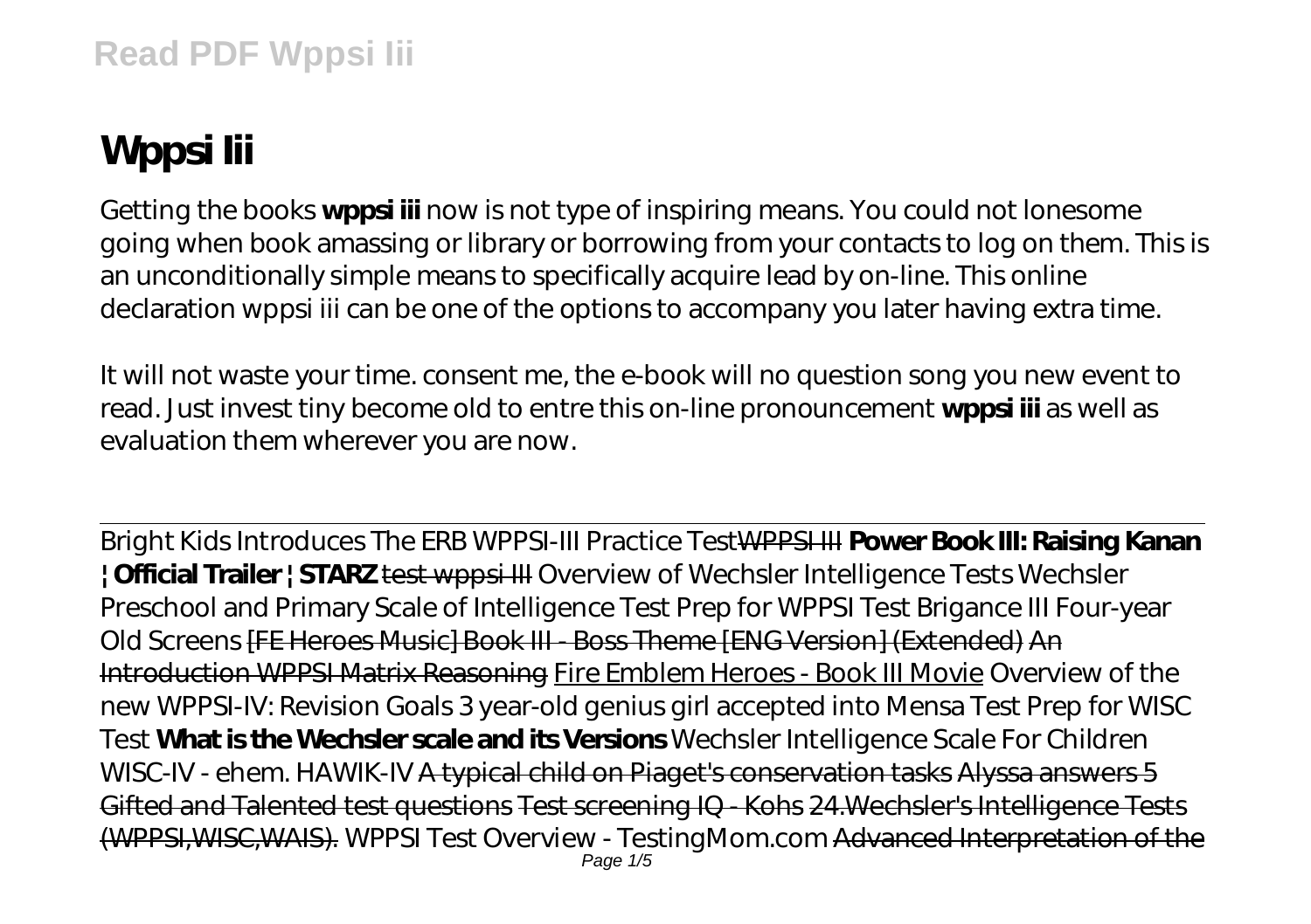# Wppsi Iii

Getting the books **wppsi iii** now is not type of inspiring means. You could not lonesome going when book amassing or library or borrowing from your contacts to log on them. This is an unconditionally simple means to specifically acquire lead by on-line. This online declaration wppsi iii can be one of the options to accompany you later having extra time.

It will not waste your time. consent me, the e-book will no question song you new event to read. Just invest tiny become old to entre this on-line pronouncement **wppsi iii** as well as evaluation them wherever you are now.

Bright Kids Introduces The ERB WPPSI-III Practice Test~~WPPSI III~~ **Power Book III: Raising Kanan | Official Trailer | STARZ** ~~test wppsi III~~ *Overview of Wechsler Intelligence Tests Wechsler Preschool and Primary Scale of Intelligence Test Prep for WPPSI Test Brigance III Four-year Old Screens* ~~[FE Heroes Music] Book III - Boss Theme [ENG Version] (Extended) An Introduction WPPSI Matrix Reasoning~~ Fire Emblem Heroes - Book III Movie *Overview of the new WPPSI-IV: Revision Goals 3 year-old genius girl accepted into Mensa Test Prep for WISC Test* **What is the Wechsler scale and its Versions** *Wechsler Intelligence Scale For Children WISC-IV - ehem. HAWIK-IV* ~~A typical child on Piaget's conservation tasks Alyssa answers 5 Gifted and Talented test questions Test screening IQ - Kohs 24.Wechsler's Intelligence Tests (WPPSI,WISC,WAIS).~~ *WPPSI Test Overview - TestingMom.com* ~~Advanced Interpretation of the~~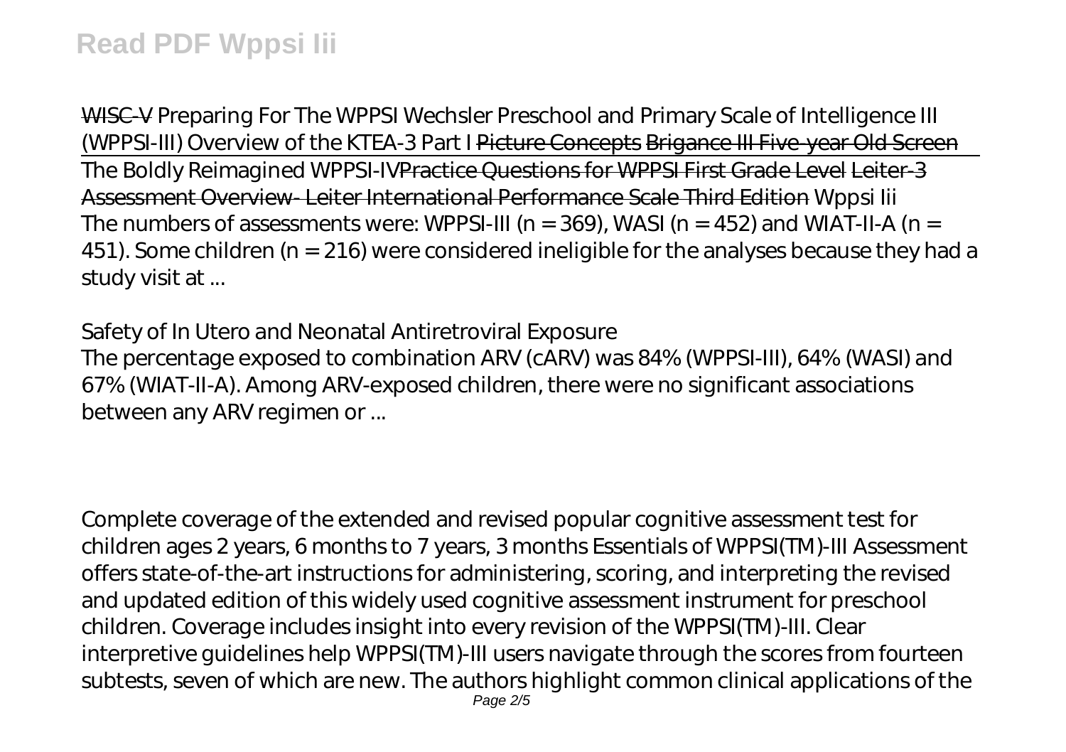WISC-V Preparing For The WPPSI Wechsler Preschool and Primary Scale of Intelligence III (WPPSI-III) Overview of the KTEA-3 Part I Picture Concepts Brigance III Five-year Old Screen

The Boldly Reimagined WPPSI-IVPractice Questions for WPPSI First Grade Level Leiter-3 Assessment Overview- Leiter International Performance Scale Third Edition Wppsi Iii

The numbers of assessments were: WPPSI-III (n = 369), WASI (n = 452) and WIAT-II-A (n = 451). Some children (n = 216) were considered ineligible for the analyses because they had a study visit at ...

*Safety of In Utero and Neonatal Antiretroviral Exposure*

The percentage exposed to combination ARV (cARV) was 84% (WPPSI-III), 64% (WASI) and 67% (WIAT-II-A). Among ARV-exposed children, there were no significant associations between any ARV regimen or ...

Complete coverage of the extended and revised popular cognitive assessment test for children ages 2 years, 6 months to 7 years, 3 months Essentials of WPPSI(TM)-III Assessment offers state-of-the-art instructions for administering, scoring, and interpreting the revised and updated edition of this widely used cognitive assessment instrument for preschool children. Coverage includes insight into every revision of the WPPSI(TM)-III. Clear interpretive guidelines help WPPSI(TM)-III users navigate through the scores from fourteen subtests, seven of which are new. The authors highlight common clinical applications of the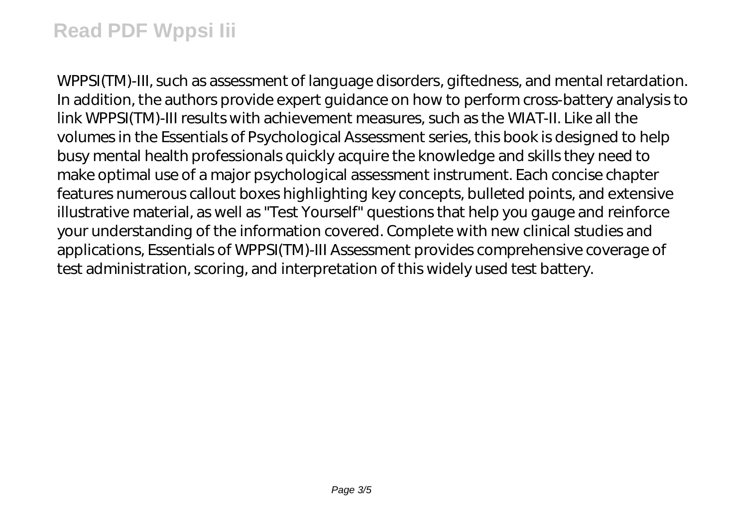WPPSI(TM)-III, such as assessment of language disorders, giftedness, and mental retardation. In addition, the authors provide expert guidance on how to perform cross-battery analysis to link WPPSI(TM)-III results with achievement measures, such as the WIAT-II. Like all the volumes in the Essentials of Psychological Assessment series, this book is designed to help busy mental health professionals quickly acquire the knowledge and skills they need to make optimal use of a major psychological assessment instrument. Each concise chapter features numerous callout boxes highlighting key concepts, bulleted points, and extensive illustrative material, as well as "Test Yourself" questions that help you gauge and reinforce your understanding of the information covered. Complete with new clinical studies and applications, Essentials of WPPSI(TM)-III Assessment provides comprehensive coverage of test administration, scoring, and interpretation of this widely used test battery.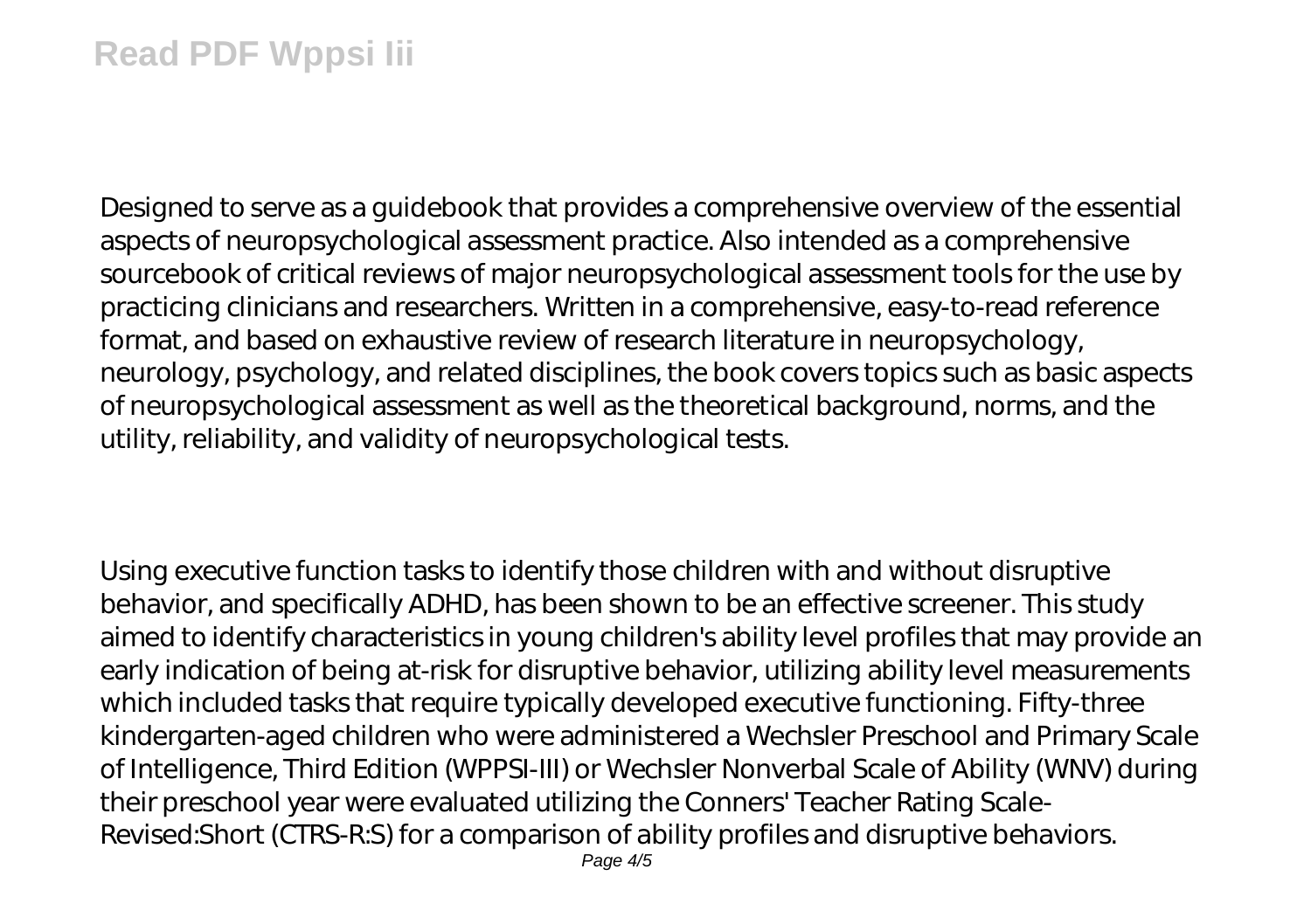Designed to serve as a guidebook that provides a comprehensive overview of the essential aspects of neuropsychological assessment practice. Also intended as a comprehensive sourcebook of critical reviews of major neuropsychological assessment tools for the use by practicing clinicians and researchers. Written in a comprehensive, easy-to-read reference format, and based on exhaustive review of research literature in neuropsychology, neurology, psychology, and related disciplines, the book covers topics such as basic aspects of neuropsychological assessment as well as the theoretical background, norms, and the utility, reliability, and validity of neuropsychological tests.

Using executive function tasks to identify those children with and without disruptive behavior, and specifically ADHD, has been shown to be an effective screener. This study aimed to identify characteristics in young children's ability level profiles that may provide an early indication of being at-risk for disruptive behavior, utilizing ability level measurements which included tasks that require typically developed executive functioning. Fifty-three kindergarten-aged children who were administered a Wechsler Preschool and Primary Scale of Intelligence, Third Edition (WPPSI-III) or Wechsler Nonverbal Scale of Ability (WNV) during their preschool year were evaluated utilizing the Conners' Teacher Rating Scale-Revised:Short (CTRS-R:S) for a comparison of ability profiles and disruptive behaviors.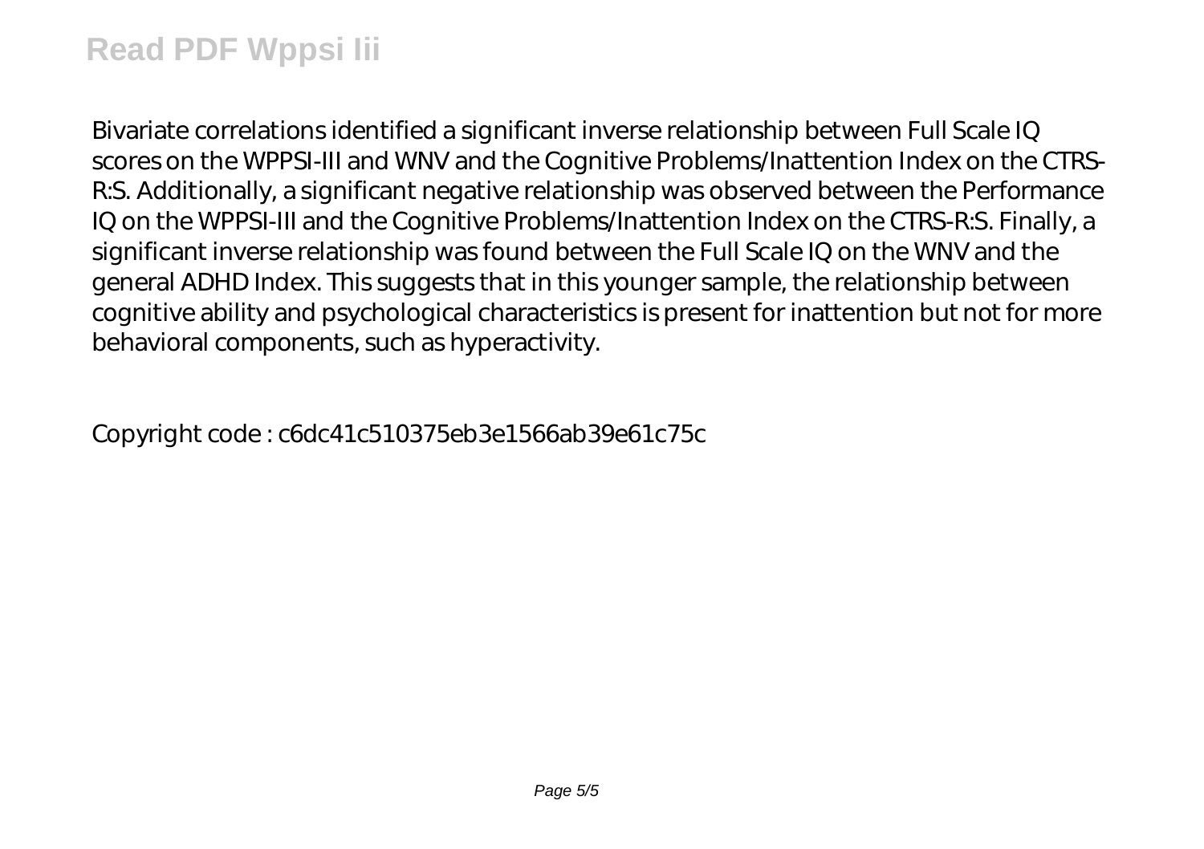Bivariate correlations identified a significant inverse relationship between Full Scale IQ scores on the WPPSI-III and WNV and the Cognitive Problems/Inattention Index on the CTRS-R:S. Additionally, a significant negative relationship was observed between the Performance IQ on the WPPSI-III and the Cognitive Problems/Inattention Index on the CTRS-R:S. Finally, a significant inverse relationship was found between the Full Scale IQ on the WNV and the general ADHD Index. This suggests that in this younger sample, the relationship between cognitive ability and psychological characteristics is present for inattention but not for more behavioral components, such as hyperactivity.

Copyright code : c6dc41c510375eb3e1566ab39e61c75c